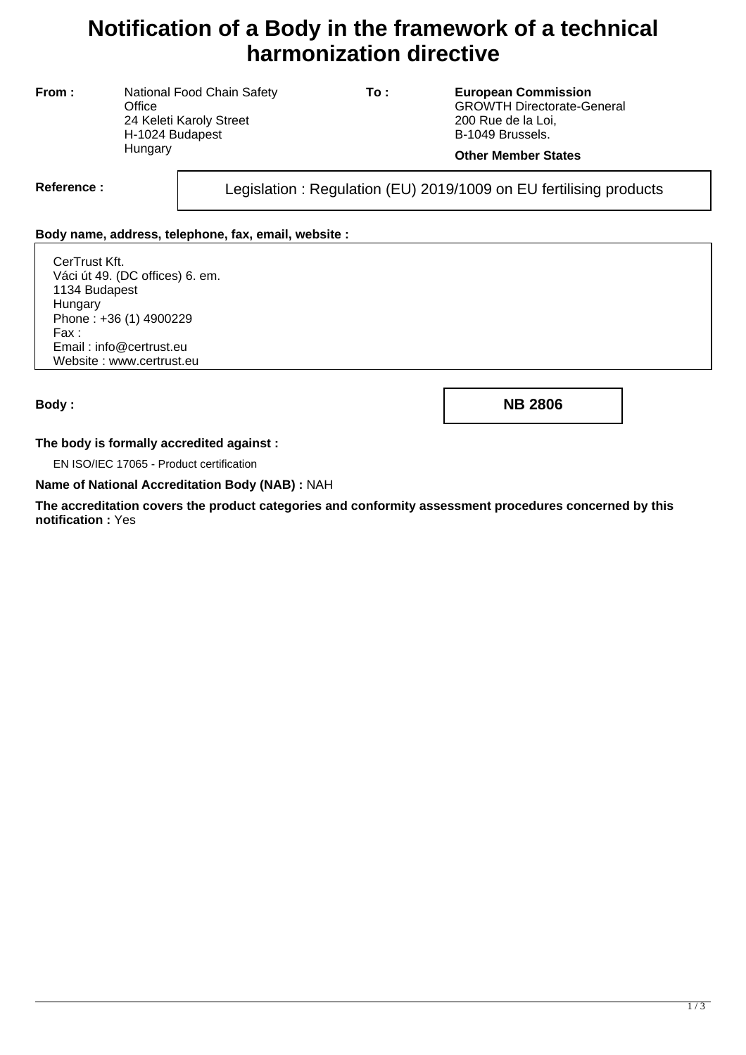# Notification of a Body in the framework of a technical harmonization directive

| **From :** | National Food Chain Safety Office<br>24 Keleti Karoly Street<br>H-1024 Budapest<br>Hungary | **To :** | **European Commission**<br>GROWTH Directorate-General<br>200 Rue de la Loi,<br>B-1049 Brussels.<br>**Other Member States** |
|---|---|---|---|

**Reference :** Legislation : Regulation (EU) 2019/1009 on EU fertilising products

**Body name, address, telephone, fax, email, website :**

CerTrust Kft.
Váci út 49. (DC offices) 6. em.
1134 Budapest
Hungary
Phone : +36 (1) 4900229
Fax :
Email : info@certrust.eu
Website : www.certrust.eu

**Body :** **NB 2806**

**The body is formally accredited against :**

EN ISO/IEC 17065 - Product certification

**Name of National Accreditation Body (NAB) :** NAH

**The accreditation covers the product categories and conformity assessment procedures concerned by this notification :** Yes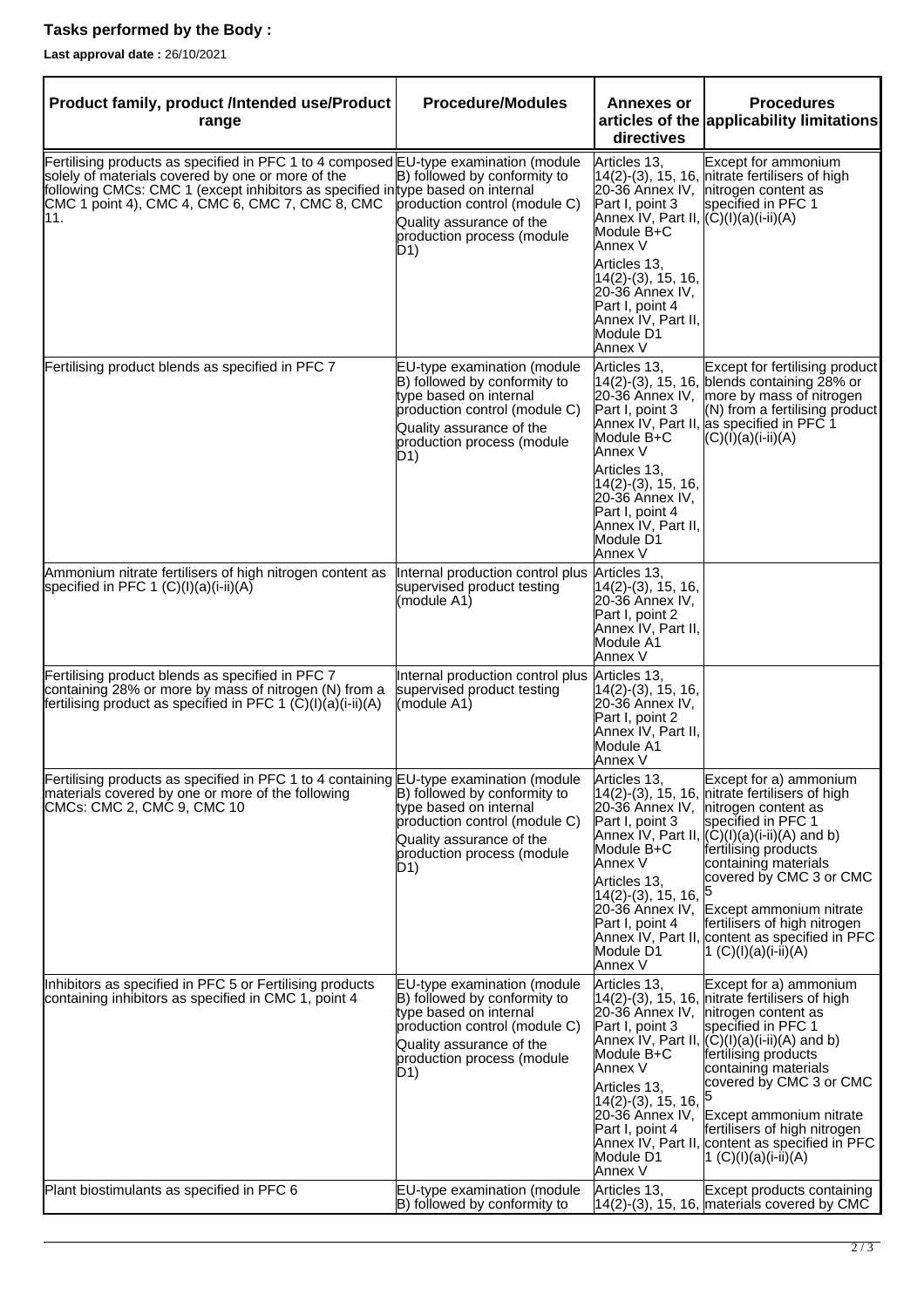**Tasks performed by the Body :**

**Last approval date :** 26/10/2021

| Product family, product /Intended use/Product range | Procedure/Modules | Annexes or articles of the directives | Procedures applicability limitations |
|---|---|---|---|
| Fertilising products as specified in PFC 1 to 4 composed solely of materials covered by one or more of the following CMCs: CMC 1 (except inhibitors as specified in CMC 1 point 4), CMC 4, CMC 6, CMC 7, CMC 8, CMC 11. | EU-type examination (module B) followed by conformity to type based on internal production control (module C)<br>Quality assurance of the production process (module D1) | Articles 13, 14(2)-(3), 15, 16, 20-36 Annex IV, Part I, point 3 Annex IV, Part II, Module B+C Annex V<br>Articles 13, 14(2)-(3), 15, 16, 20-36 Annex IV, Part I, point 4 Annex IV, Part II, Module D1 Annex V | Except for ammonium nitrate fertilisers of high nitrogen content as specified in PFC 1 (C)(I)(a)(i-ii)(A) |
| Fertilising product blends as specified in PFC 7 | EU-type examination (module B) followed by conformity to type based on internal production control (module C)<br>Quality assurance of the production process (module D1) | Articles 13, 14(2)-(3), 15, 16, 20-36 Annex IV, Part I, point 3 Annex IV, Part II, Module B+C Annex V<br>Articles 13, 14(2)-(3), 15, 16, 20-36 Annex IV, Part I, point 4 Annex IV, Part II, Module D1 Annex V | Except for fertilising product blends containing 28% or more by mass of nitrogen (N) from a fertilising product as specified in PFC 1 (C)(I)(a)(i-ii)(A) |
| Ammonium nitrate fertilisers of high nitrogen content as specified in PFC 1 (C)(I)(a)(i-ii)(A) | Internal production control plus supervised product testing (module A1) | Articles 13, 14(2)-(3), 15, 16, 20-36 Annex IV, Part I, point 2 Annex IV, Part II, Module A1 Annex V | |
| Fertilising product blends as specified in PFC 7 containing 28% or more by mass of nitrogen (N) from a fertilising product as specified in PFC 1 (C)(I)(a)(i-ii)(A) | Internal production control plus supervised product testing (module A1) | Articles 13, 14(2)-(3), 15, 16, 20-36 Annex IV, Part I, point 2 Annex IV, Part II, Module A1 Annex V | |
| Fertilising products as specified in PFC 1 to 4 containing materials covered by one or more of the following CMCs: CMC 2, CMC 9, CMC 10 | EU-type examination (module B) followed by conformity to type based on internal production control (module C)<br>Quality assurance of the production process (module D1) | Articles 13, 14(2)-(3), 15, 16, 20-36 Annex IV, Part I, point 3 Annex IV, Part II, Module B+C Annex V<br>Articles 13, 14(2)-(3), 15, 16, 20-36 Annex IV, Part I, point 4 Annex IV, Part II, Module D1 Annex V | Except for a) ammonium nitrate fertilisers of high nitrogen content as specified in PFC 1 (C)(I)(a)(i-ii)(A) and b) fertilising products containing materials covered by CMC 3 or CMC 5<br>Except ammonium nitrate fertilisers of high nitrogen content as specified in PFC 1 (C)(I)(a)(i-ii)(A) |
| Inhibitors as specified in PFC 5 or Fertilising products containing inhibitors as specified in CMC 1, point 4 | EU-type examination (module B) followed by conformity to type based on internal production control (module C)<br>Quality assurance of the production process (module D1) | Articles 13, 14(2)-(3), 15, 16, 20-36 Annex IV, Part I, point 3 Annex IV, Part II, Module B+C Annex V<br>Articles 13, 14(2)-(3), 15, 16, 20-36 Annex IV, Part I, point 4 Annex IV, Part II, Module D1 Annex V | Except for a) ammonium nitrate fertilisers of high nitrogen content as specified in PFC 1 (C)(I)(a)(i-ii)(A) and b) fertilising products containing materials covered by CMC 3 or CMC 5<br>Except ammonium nitrate fertilisers of high nitrogen content as specified in PFC 1 (C)(I)(a)(i-ii)(A) |
| Plant biostimulants as specified in PFC 6 | EU-type examination (module B) followed by conformity to | Articles 13, 14(2)-(3), 15, 16, | Except products containing materials covered by CMC |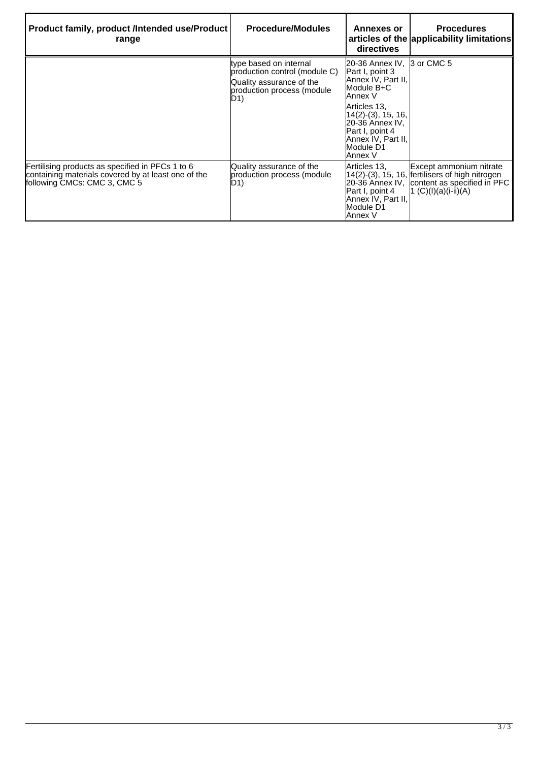| Product family, product /Intended use/Product range | Procedure/Modules | Annexes or articles of the directives | Procedures applicability limitations |
|---|---|---|---|
| | type based on internal production control (module C) Quality assurance of the production process (module D1) | 20-36 Annex IV, Part I, point 3 Annex IV, Part II, Module B+C Annex V Articles 13, 14(2)-(3), 15, 16, 20-36 Annex IV, Part I, point 4 Annex IV, Part II, Module D1 Annex V | 3 or CMC 5 |
| Fertilising products as specified in PFCs 1 to 6 containing materials covered by at least one of the following CMCs: CMC 3, CMC 5 | Quality assurance of the production process (module D1) | Articles 13, 14(2)-(3), 15, 16, 20-36 Annex IV, Part I, point 4 Annex IV, Part II, Module D1 Annex V | Except ammonium nitrate fertilisers of high nitrogen content as specified in PFC 1 (C)(I)(a)(i-ii)(A) |